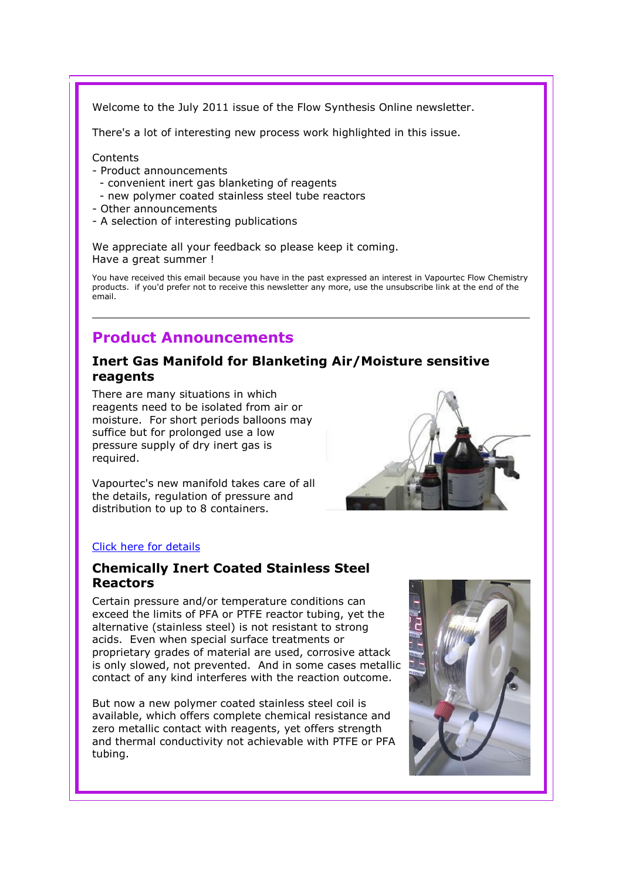Welcome to the July 2011 issue of the Flow Synthesis Online newsletter.

There's a lot of interesting new process work highlighted in this issue.

Contents
- Product announcements
  - convenient inert gas blanketing of reagents
  - new polymer coated stainless steel tube reactors
- Other announcements
- A selection of interesting publications

We appreciate all your feedback so please keep it coming.
Have a great summer !

You have received this email because you have in the past expressed an interest in Vapourtec Flow Chemistry products. if you'd prefer not to receive this newsletter any more, use the unsubscribe link at the end of the email.

---

## Product Announcements

### Inert Gas Manifold for Blanketing Air/Moisture sensitive reagents

There are many situations in which reagents need to be isolated from air or moisture. For short periods balloons may suffice but for prolonged use a low pressure supply of dry inert gas is required.

Vapourtec's new manifold takes care of all the details, regulation of pressure and distribution to up to 8 containers.

Click here for details

### Chemically Inert Coated Stainless Steel Reactors

Certain pressure and/or temperature conditions can exceed the limits of PFA or PTFE reactor tubing, yet the alternative (stainless steel) is not resistant to strong acids. Even when special surface treatments or proprietary grades of material are used, corrosive attack is only slowed, not prevented. And in some cases metallic contact of any kind interferes with the reaction outcome.

But now a new polymer coated stainless steel coil is available, which offers complete chemical resistance and zero metallic contact with reagents, yet offers strength and thermal conductivity not achievable with PTFE or PFA tubing.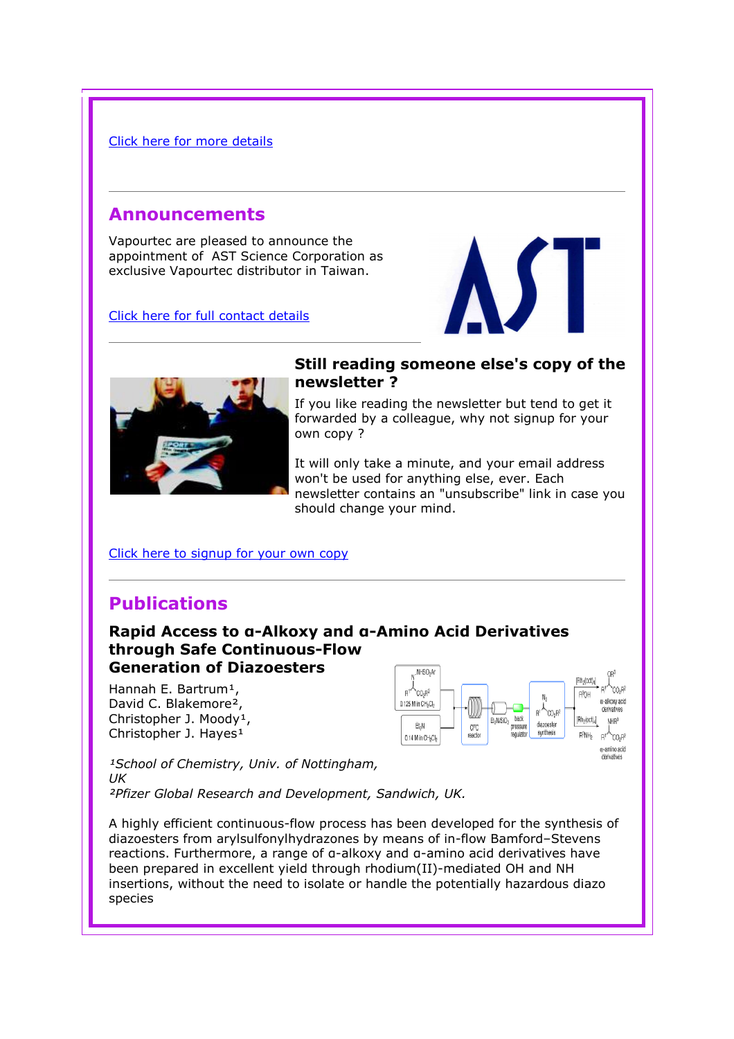Click here for more details

---

## Announcements

Vapourtec are pleased to announce the appointment of AST Science Corporation as exclusive Vapourtec distributor in Taiwan.

Click here for full contact details

---

### Still reading someone else's copy of the newsletter ?

If you like reading the newsletter but tend to get it forwarded by a colleague, why not signup for your own copy ?

It will only take a minute, and your email address won't be used for anything else, ever. Each newsletter contains an "unsubscribe" link in case you should change your mind.

Click here to signup for your own copy

---

## Publications

### Rapid Access to α-Alkoxy and α-Amino Acid Derivatives through Safe Continuous-Flow Generation of Diazoesters

Hannah E. Bartrum[1],
David C. Blakemore[2],
Christopher J. Moody[1],
Christopher J. Hayes[1]

*[1]School of Chemistry, Univ. of Nottingham, UK*
*[2]Pfizer Global Research and Development, Sandwich, UK.*

A highly efficient continuous-flow process has been developed for the synthesis of diazoesters from arylsulfonylhydrazones by means of in-flow Bamford–Stevens reactions. Furthermore, a range of α-alkoxy and α-amino acid derivatives have been prepared in excellent yield through rhodium(II)-mediated OH and NH insertions, without the need to isolate or handle the potentially hazardous diazo species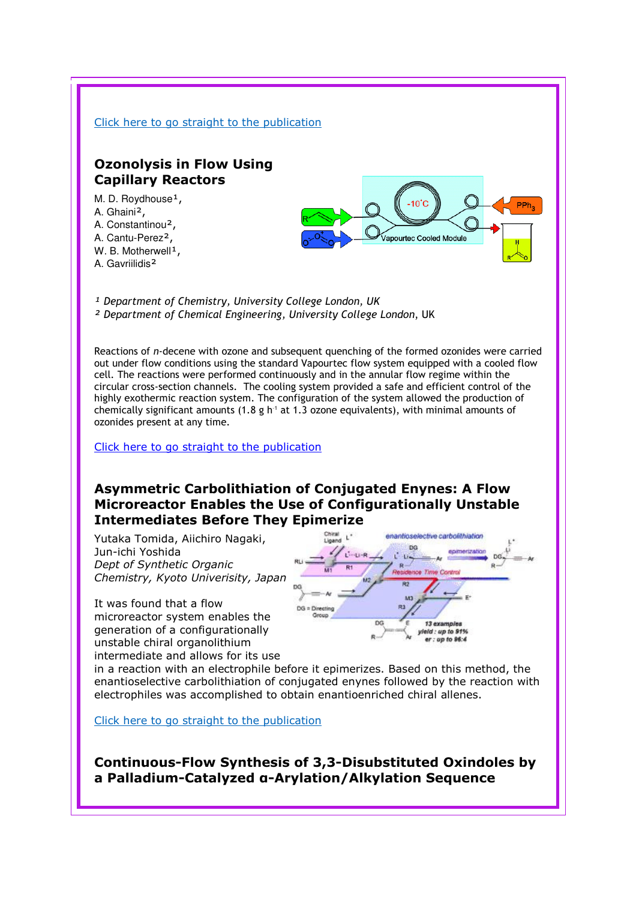Click here to go straight to the publication

## Ozonolysis in Flow Using Capillary Reactors

M. D. Roydhouse[1],
A. Ghaini[2],
A. Constantinou[2],
A. Cantu-Perez[2],
W. B. Motherwell[1],
A. Gavriilidis[2]

[1] *Department of Chemistry, University College London, UK*
[2] *Department of Chemical Engineering, University College London*, UK

Reactions of *n*-decene with ozone and subsequent quenching of the formed ozonides were carried out under flow conditions using the standard Vapourtec flow system equipped with a cooled flow cell. The reactions were performed continuously and in the annular flow regime within the circular cross-section channels. The cooling system provided a safe and efficient control of the highly exothermic reaction system. The configuration of the system allowed the production of chemically significant amounts (1.8 g $h^{-1}$ at 1.3 ozone equivalents), with minimal amounts of ozonides present at any time.

Click here to go straight to the publication

## Asymmetric Carbolithiation of Conjugated Enynes: A Flow Microreactor Enables the Use of Configurationally Unstable Intermediates Before They Epimerize

Yutaka Tomida, Aiichiro Nagaki, Jun-ichi Yoshida
*Dept of Synthetic Organic Chemistry, Kyoto Univerisity, Japan*

It was found that a flow microreactor system enables the generation of a configurationally unstable chiral organolithium intermediate and allows for its use in a reaction with an electrophile before it epimerizes. Based on this method, the enantioselective carbolithiation of conjugated enynes followed by the reaction with electrophiles was accomplished to obtain enantioenriched chiral allenes.

Click here to go straight to the publication

## Continuous-Flow Synthesis of 3,3-Disubstituted Oxindoles by a Palladium-Catalyzed α-Arylation/Alkylation Sequence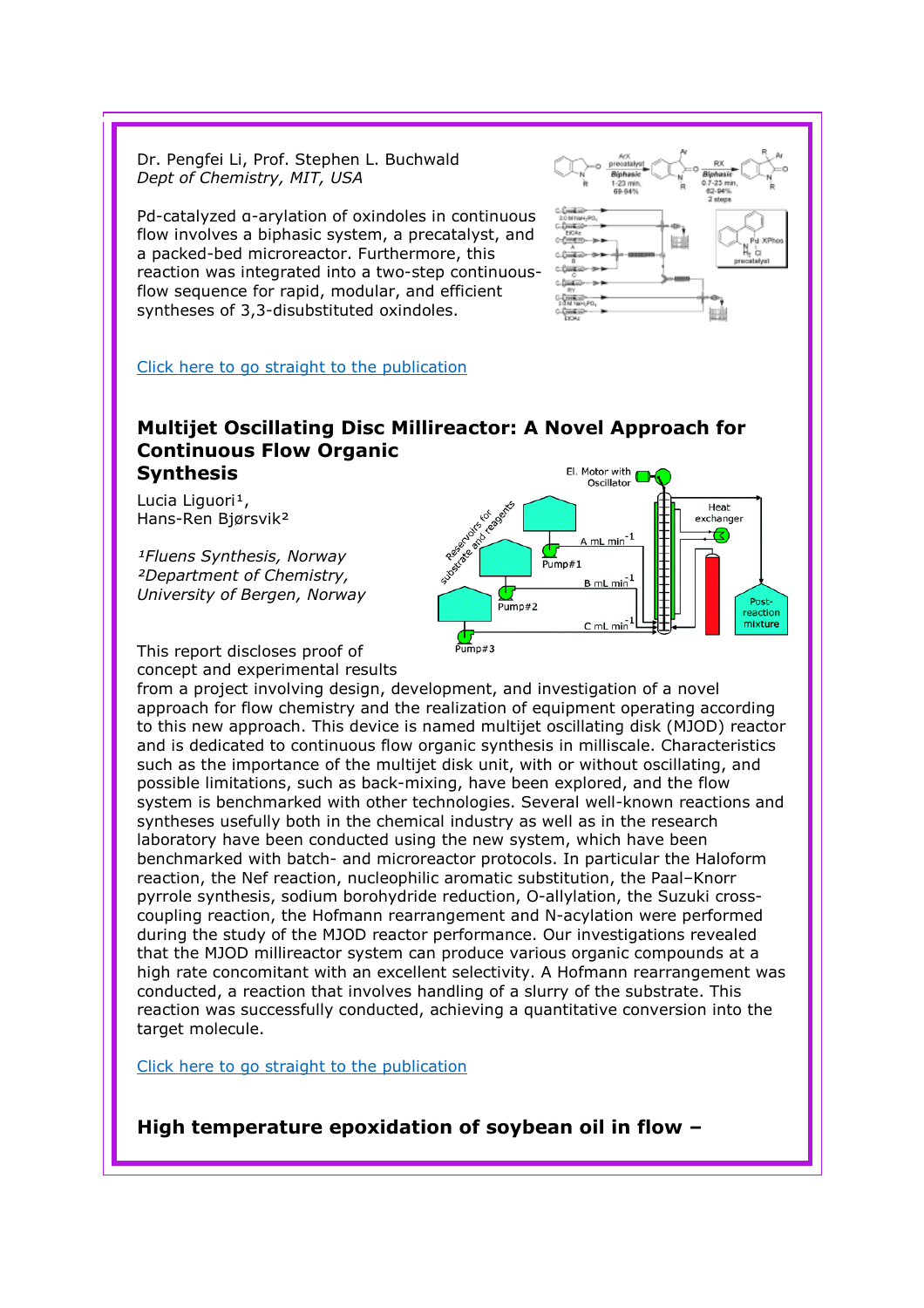Dr. Pengfei Li, Prof. Stephen L. Buchwald
*Dept of Chemistry, MIT, USA*

Pd-catalyzed α-arylation of oxindoles in continuous flow involves a biphasic system, a precatalyst, and a packed-bed microreactor. Furthermore, this reaction was integrated into a two-step continuous-flow sequence for rapid, modular, and efficient syntheses of 3,3-disubstituted oxindoles.

Click here to go straight to the publication

## Multijet Oscillating Disc Millireactor: A Novel Approach for Continuous Flow Organic Synthesis

Lucia Liguori[1],
Hans-Ren Bjørsvik[2]

*[1]Fluens Synthesis, Norway*
*[2]Department of Chemistry, University of Bergen, Norway*

This report discloses proof of concept and experimental results from a project involving design, development, and investigation of a novel approach for flow chemistry and the realization of equipment operating according to this new approach. This device is named multijet oscillating disk (MJOD) reactor and is dedicated to continuous flow organic synthesis in milliscale. Characteristics such as the importance of the multijet disk unit, with or without oscillating, and possible limitations, such as back-mixing, have been explored, and the flow system is benchmarked with other technologies. Several well-known reactions and syntheses usefully both in the chemical industry as well as in the research laboratory have been conducted using the new system, which have been benchmarked with batch- and microreactor protocols. In particular the Haloform reaction, the Nef reaction, nucleophilic aromatic substitution, the Paal–Knorr pyrrole synthesis, sodium borohydride reduction, O-allylation, the Suzuki cross-coupling reaction, the Hofmann rearrangement and N-acylation were performed during the study of the MJOD reactor performance. Our investigations revealed that the MJOD millireactor system can produce various organic compounds at a high rate concomitant with an excellent selectivity. A Hofmann rearrangement was conducted, a reaction that involves handling of a slurry of the substrate. This reaction was successfully conducted, achieving a quantitative conversion into the target molecule.

Click here to go straight to the publication

## High temperature epoxidation of soybean oil in flow –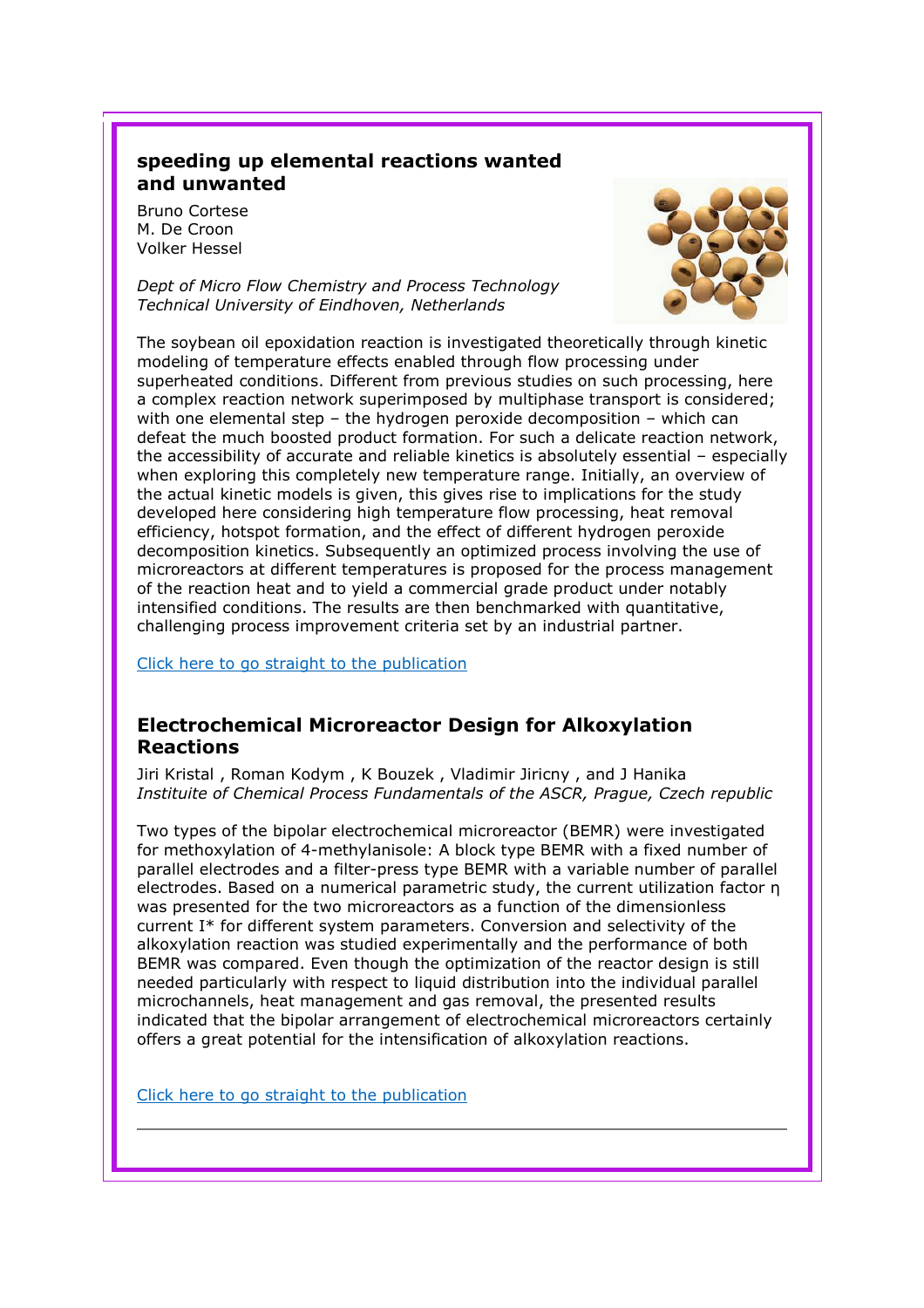## speeding up elemental reactions wanted and unwanted

Bruno Cortese
M. De Croon
Volker Hessel

*Dept of Micro Flow Chemistry and Process Technology*
*Technical University of Eindhoven, Netherlands*

The soybean oil epoxidation reaction is investigated theoretically through kinetic modeling of temperature effects enabled through flow processing under superheated conditions. Different from previous studies on such processing, here a complex reaction network superimposed by multiphase transport is considered; with one elemental step – the hydrogen peroxide decomposition – which can defeat the much boosted product formation. For such a delicate reaction network, the accessibility of accurate and reliable kinetics is absolutely essential – especially when exploring this completely new temperature range. Initially, an overview of the actual kinetic models is given, this gives rise to implications for the study developed here considering high temperature flow processing, heat removal efficiency, hotspot formation, and the effect of different hydrogen peroxide decomposition kinetics. Subsequently an optimized process involving the use of microreactors at different temperatures is proposed for the process management of the reaction heat and to yield a commercial grade product under notably intensified conditions. The results are then benchmarked with quantitative, challenging process improvement criteria set by an industrial partner.

Click here to go straight to the publication

## Electrochemical Microreactor Design for Alkoxylation Reactions

Jiri Kristal , Roman Kodym , K Bouzek , Vladimir Jiricny , and J Hanika
*Instituite of Chemical Process Fundamentals of the ASCR, Prague, Czech republic*

Two types of the bipolar electrochemical microreactor (BEMR) were investigated for methoxylation of 4-methylanisole: A block type BEMR with a fixed number of parallel electrodes and a filter-press type BEMR with a variable number of parallel electrodes. Based on a numerical parametric study, the current utilization factor $\eta$ was presented for the two microreactors as a function of the dimensionless current $I^*$ for different system parameters. Conversion and selectivity of the alkoxylation reaction was studied experimentally and the performance of both BEMR was compared. Even though the optimization of the reactor design is still needed particularly with respect to liquid distribution into the individual parallel microchannels, heat management and gas removal, the presented results indicated that the bipolar arrangement of electrochemical microreactors certainly offers a great potential for the intensification of alkoxylation reactions.

Click here to go straight to the publication

---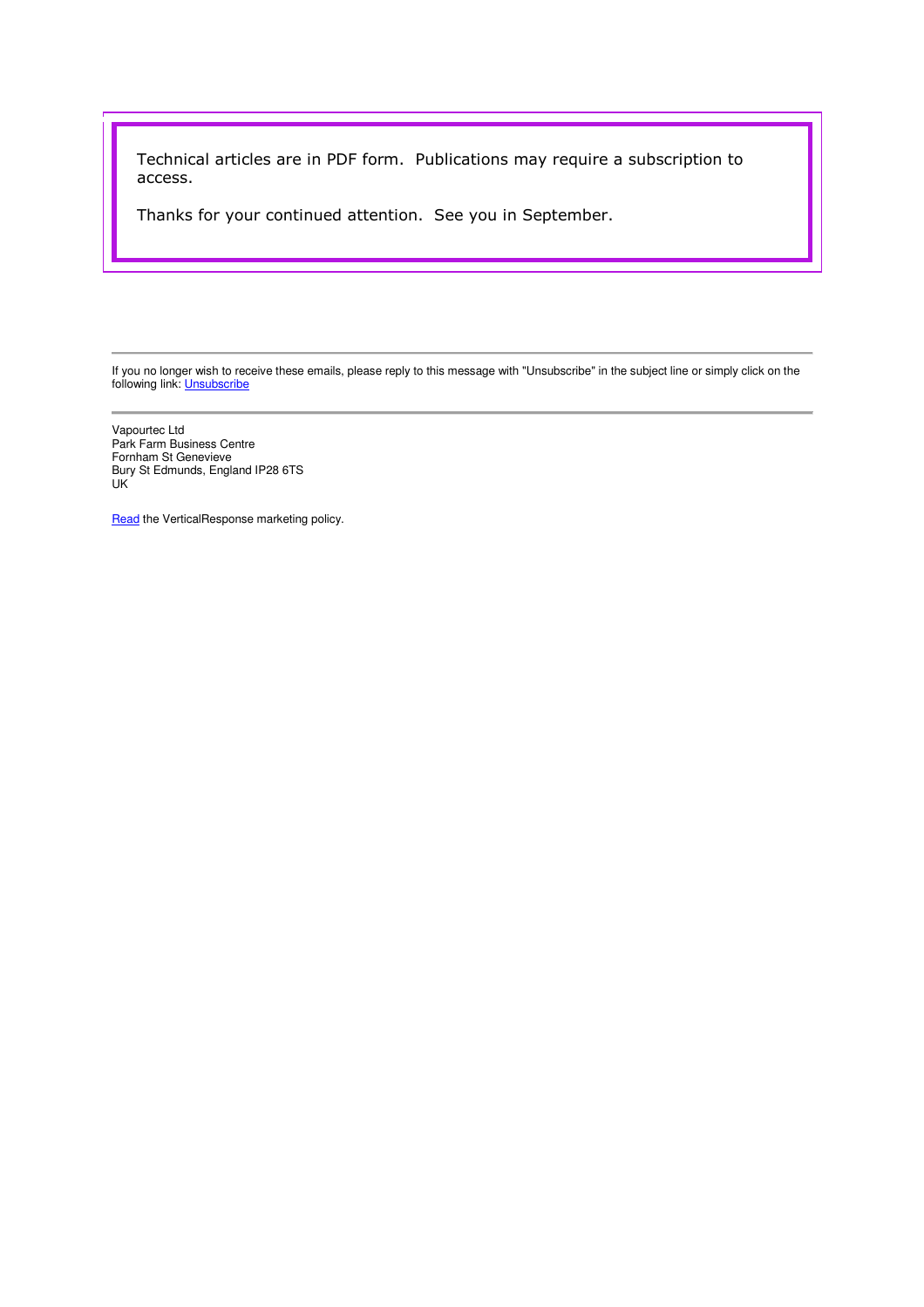Technical articles are in PDF form.  Publications may require a subscription to access.

Thanks for your continued attention.  See you in September.

---

If you no longer wish to receive these emails, please reply to this message with "Unsubscribe" in the subject line or simply click on the following link: Unsubscribe

---

Vapourtec Ltd
Park Farm Business Centre
Fornham St Genevieve
Bury St Edmunds, England IP28 6TS
UK

Read the VerticalResponse marketing policy.